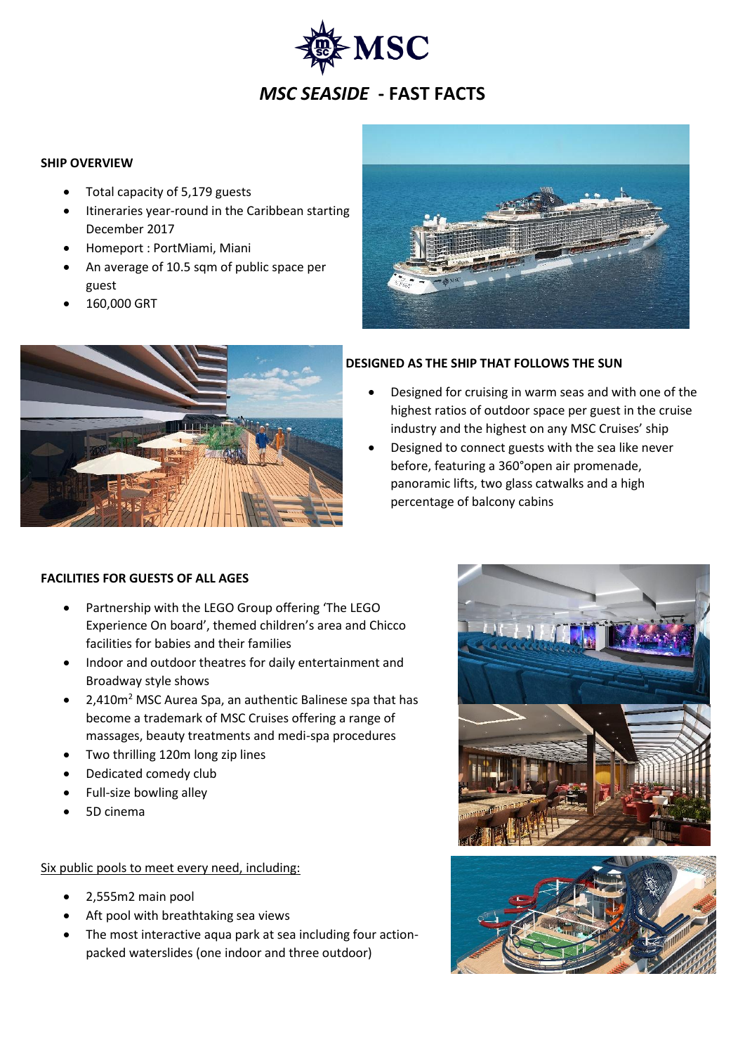# *MSC SEASIDE* - FAST FACTS

**SHIP OVERVIEW**

- Total capacity of 5,179 guests
- Itineraries year-round in the Caribbean starting December 2017
- Homeport : PortMiami, Miani
- An average of 10.5 sqm of public space per guest
- 160,000 GRT

**DESIGNED AS THE SHIP THAT FOLLOWS THE SUN**

- Designed for cruising in warm seas and with one of the highest ratios of outdoor space per guest in the cruise industry and the highest on any MSC Cruises' ship
- Designed to connect guests with the sea like never before, featuring a 360°open air promenade, panoramic lifts, two glass catwalks and a high percentage of balcony cabins

**FACILITIES FOR GUESTS OF ALL AGES**

- Partnership with the LEGO Group offering 'The LEGO Experience On board', themed children's area and Chicco facilities for babies and their families
- Indoor and outdoor theatres for daily entertainment and Broadway style shows
- 2,410m$^2$ MSC Aurea Spa, an authentic Balinese spa that has become a trademark of MSC Cruises offering a range of massages, beauty treatments and medi-spa procedures
- Two thrilling 120m long zip lines
- Dedicated comedy club
- Full-size bowling alley
- 5D cinema

<u>Six public pools to meet every need, including:</u>

- 2,555m2 main pool
- Aft pool with breathtaking sea views
- The most interactive aqua park at sea including four action-packed waterslides (one indoor and three outdoor)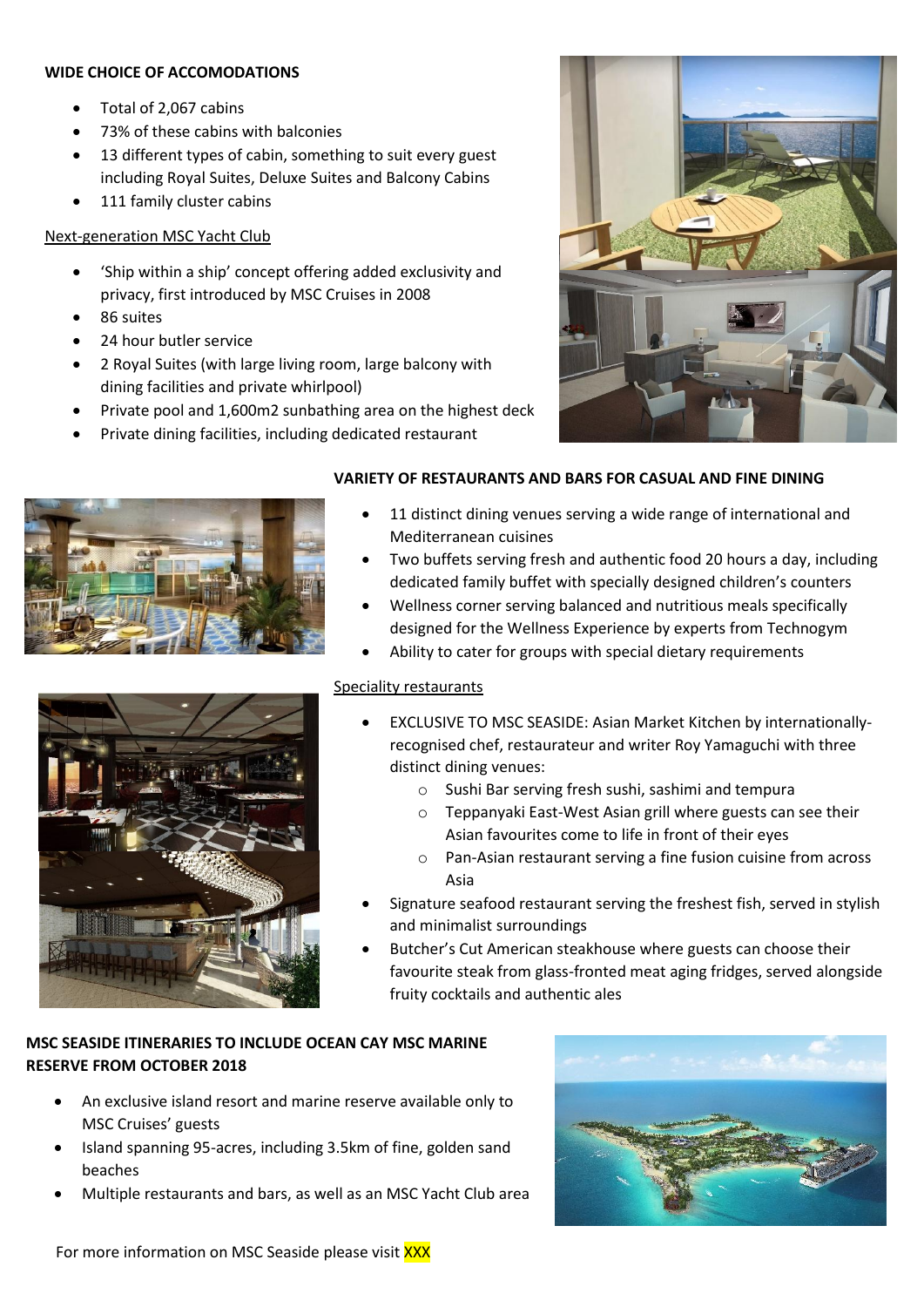## WIDE CHOICE OF ACCOMODATIONS

- Total of 2,067 cabins
- 73% of these cabins with balconies
- 13 different types of cabin, something to suit every guest including Royal Suites, Deluxe Suites and Balcony Cabins
- 111 family cluster cabins

### Next-generation MSC Yacht Club

- 'Ship within a ship' concept offering added exclusivity and privacy, first introduced by MSC Cruises in 2008
- 86 suites
- 24 hour butler service
- 2 Royal Suites (with large living room, large balcony with dining facilities and private whirlpool)
- Private pool and 1,600m2 sunbathing area on the highest deck
- Private dining facilities, including dedicated restaurant

## VARIETY OF RESTAURANTS AND BARS FOR CASUAL AND FINE DINING

- 11 distinct dining venues serving a wide range of international and Mediterranean cuisines
- Two buffets serving fresh and authentic food 20 hours a day, including dedicated family buffet with specially designed children's counters
- Wellness corner serving balanced and nutritious meals specifically designed for the Wellness Experience by experts from Technogym
- Ability to cater for groups with special dietary requirements

### Speciality restaurants

- EXCLUSIVE TO MSC SEASIDE: Asian Market Kitchen by internationally-recognised chef, restaurateur and writer Roy Yamaguchi with three distinct dining venues:
  - Sushi Bar serving fresh sushi, sashimi and tempura
  - Teppanyaki East-West Asian grill where guests can see their Asian favourites come to life in front of their eyes
  - Pan-Asian restaurant serving a fine fusion cuisine from across Asia
- Signature seafood restaurant serving the freshest fish, served in stylish and minimalist surroundings
- Butcher's Cut American steakhouse where guests can choose their favourite steak from glass-fronted meat aging fridges, served alongside fruity cocktails and authentic ales

## MSC SEASIDE ITINERARIES TO INCLUDE OCEAN CAY MSC MARINE RESERVE FROM OCTOBER 2018

- An exclusive island resort and marine reserve available only to MSC Cruises' guests
- Island spanning 95-acres, including 3.5km of fine, golden sand beaches
- Multiple restaurants and bars, as well as an MSC Yacht Club area

For more information on MSC Seaside please visit XXX